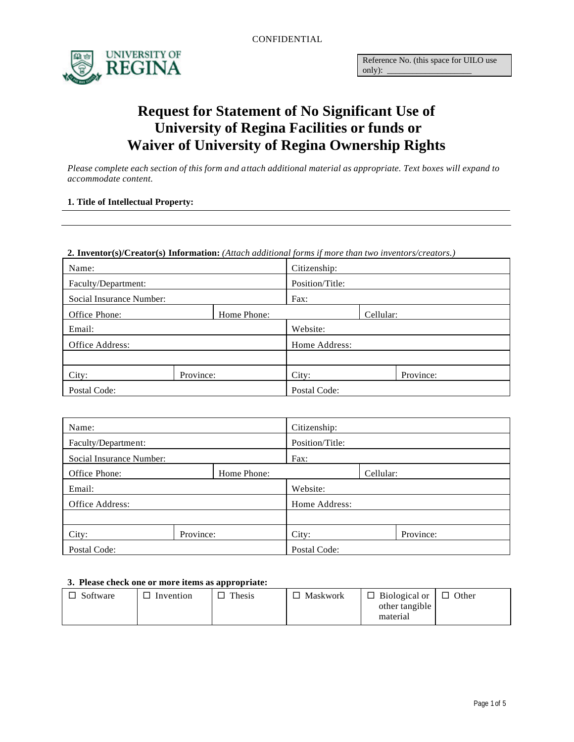CONFIDENTIAL

UNIVERSITY OF REGINA

Reference No. (this space for UILO use only): ____________________

# Request for Statement of No Significant Use of University of Regina Facilities or funds or Waiver of University of Regina Ownership Rights

*Please complete each section of this form and attach additional material as appropriate. Text boxes will expand to accommodate content.*

**1. Title of Intellectual Property:**

______________________________________________________________________

______________________________________________________________________

**2. Inventor(s)/Creator(s) Information:** *(Attach additional forms if more than two inventors/creators.)*

| Name: | | Citizenship: | |
|---|---|---|---|
| Faculty/Department: | | Position/Title: | |
| Social Insurance Number: | | Fax: | |
| Office Phone: | Home Phone: | | Cellular: |
| Email: | | Website: | |
| Office Address: | | Home Address: | |
| | | | |
| City: | Province: | City: | Province: |
| Postal Code: | | Postal Code: | |

| Name: | | Citizenship: | |
|---|---|---|---|
| Faculty/Department: | | Position/Title: | |
| Social Insurance Number: | | Fax: | |
| Office Phone: | Home Phone: | | Cellular: |
| Email: | | Website: | |
| Office Address: | | Home Address: | |
| | | | |
| City: | Province: | City: | Province: |
| Postal Code: | | Postal Code: | |

**3. Please check one or more items as appropriate:**

| ☐ Software | ☐ Invention | ☐ Thesis | ☐ Maskwork | ☐ Biological or other tangible material | ☐ Other |
|---|---|---|---|---|---|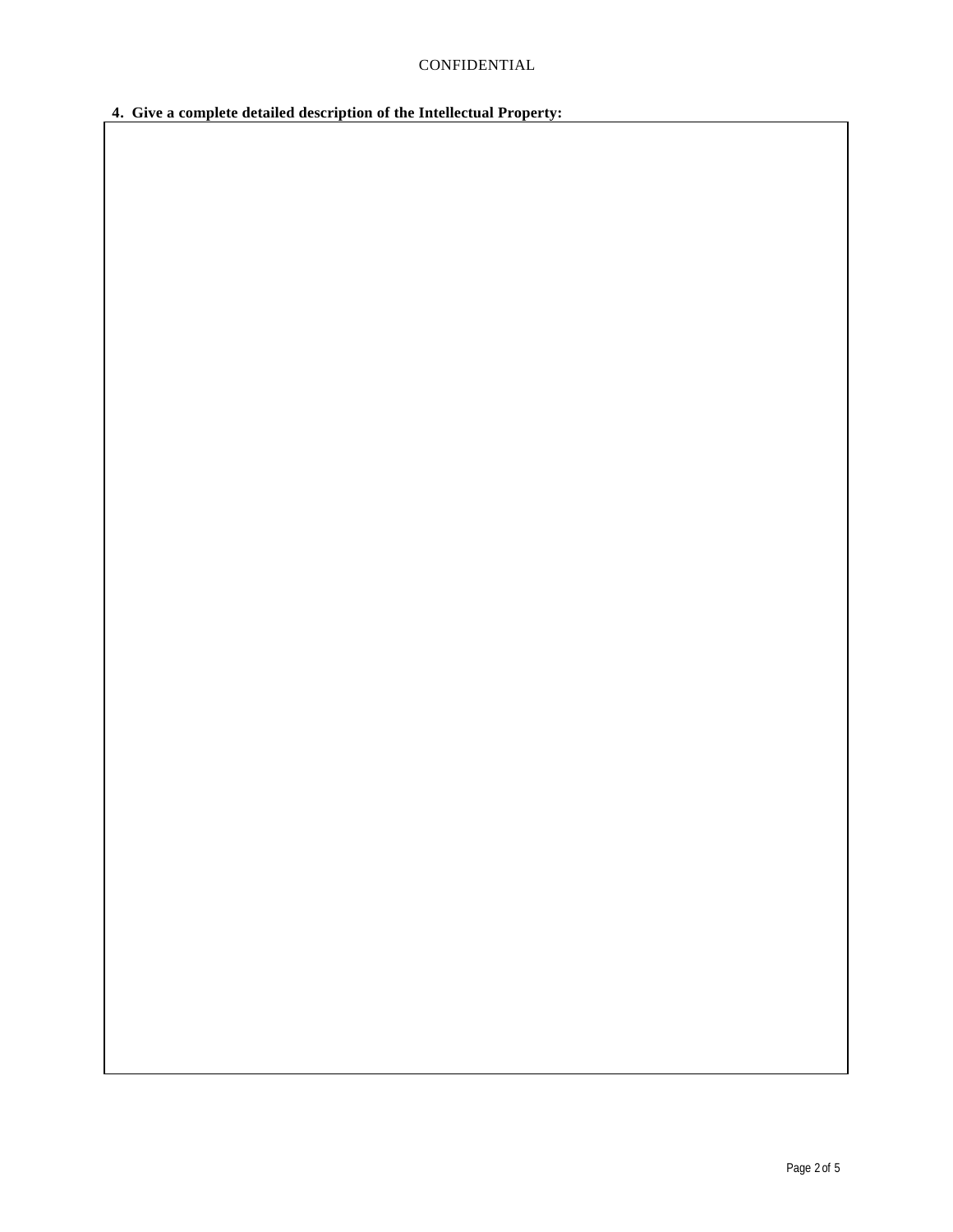CONFIDENTIAL

**4. Give a complete detailed description of the Intellectual Property:**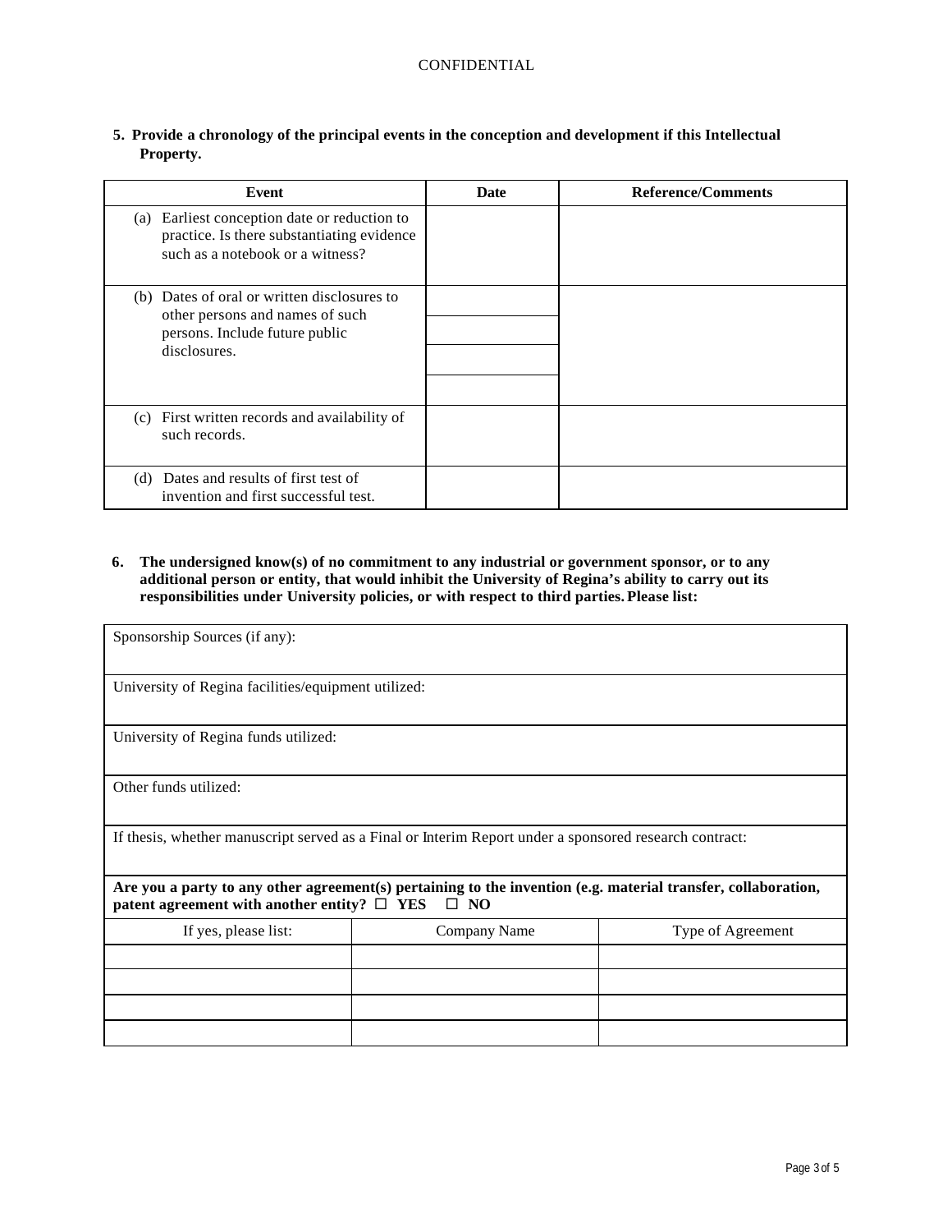CONFIDENTIAL

**5. Provide a chronology of the principal events in the conception and development if this Intellectual Property.**

| Event | Date | Reference/Comments |
|---|---|---|
| (a) Earliest conception date or reduction to practice. Is there substantiating evidence such as a notebook or a witness? | | |
| (b) Dates of oral or written disclosures to other persons and names of such persons. Include future public disclosures. | | |
| | | |
| | | |
| | | |
| (c) First written records and availability of such records. | | |
| (d) Dates and results of first test of invention and first successful test. | | |

**6. The undersigned know(s) of no commitment to any industrial or government sponsor, or to any additional person or entity, that would inhibit the University of Regina's ability to carry out its responsibilities under University policies, or with respect to third parties. Please list:**

Sponsorship Sources (if any):

University of Regina facilities/equipment utilized:

University of Regina funds utilized:

Other funds utilized:

If thesis, whether manuscript served as a Final or Interim Report under a sponsored research contract:

**Are you a party to any other agreement(s) pertaining to the invention (e.g. material transfer, collaboration, patent agreement with another entity? ☐ YES ☐ NO**

| If yes, please list: | Company Name | Type of Agreement |
|---|---|---|
| | | |
| | | |
| | | |
| | | |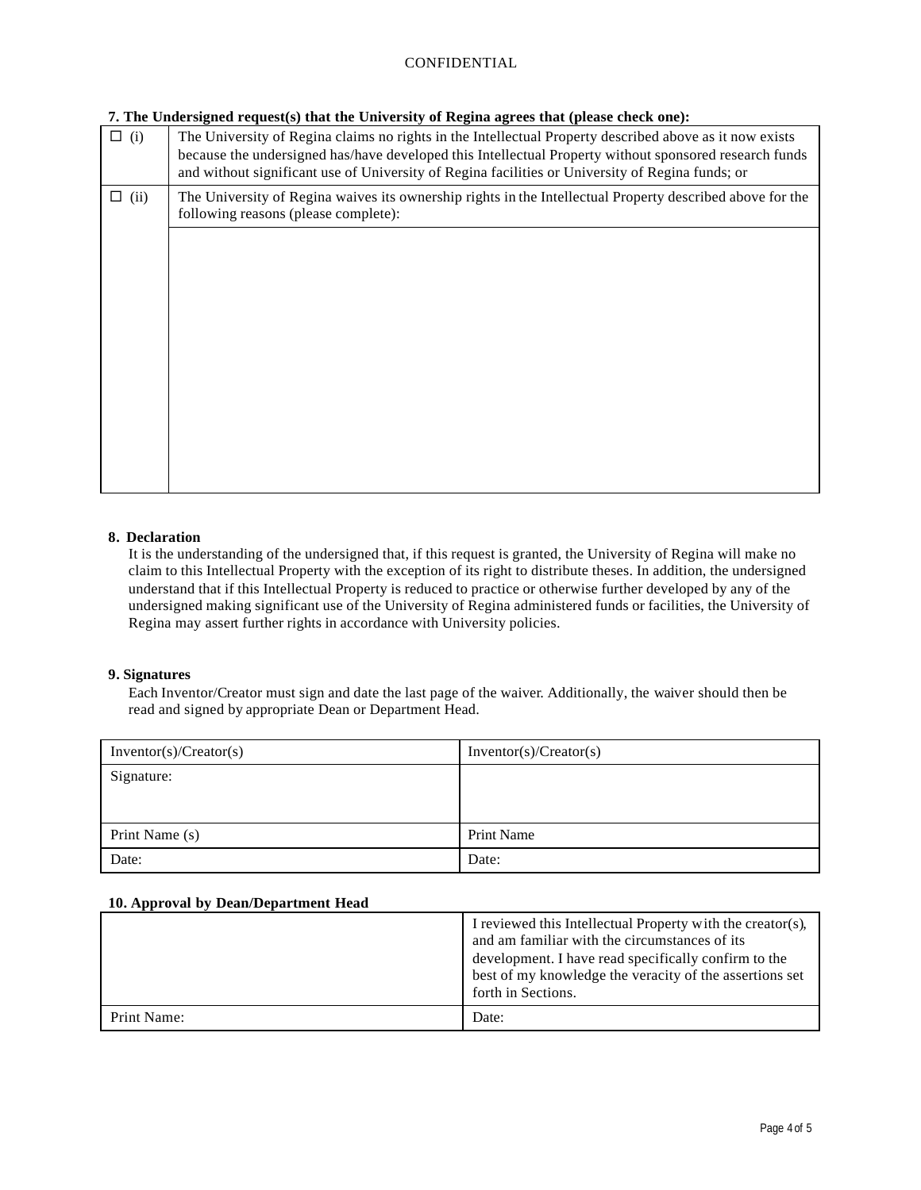CONFIDENTIAL

**7. The Undersigned request(s) that the University of Regina agrees that (please check one):**

| | |
|---|---|
| ☐ (i) | The University of Regina claims no rights in the Intellectual Property described above as it now exists because the undersigned has/have developed this Intellectual Property without sponsored research funds and without significant use of University of Regina facilities or University of Regina funds; or |
| ☐ (ii) | The University of Regina waives its ownership rights in the Intellectual Property described above for the following reasons (please complete): |
| | |

**8. Declaration**

It is the understanding of the undersigned that, if this request is granted, the University of Regina will make no claim to this Intellectual Property with the exception of its right to distribute theses. In addition, the undersigned understand that if this Intellectual Property is reduced to practice or otherwise further developed by any of the undersigned making significant use of the University of Regina administered funds or facilities, the University of Regina may assert further rights in accordance with University policies.

**9. Signatures**

Each Inventor/Creator must sign and date the last page of the waiver. Additionally, the waiver should then be read and signed by appropriate Dean or Department Head.

| Inventor(s)/Creator(s) | Inventor(s)/Creator(s) |
|---|---|
| Signature: | |
| Print Name (s) | Print Name |
| Date: | Date: |

**10. Approval by Dean/Department Head**

| | |
|---|---|
| | I reviewed this Intellectual Property with the creator(s), and am familiar with the circumstances of its development. I have read specifically confirm to the best of my knowledge the veracity of the assertions set forth in Sections. |
| Print Name: | Date: |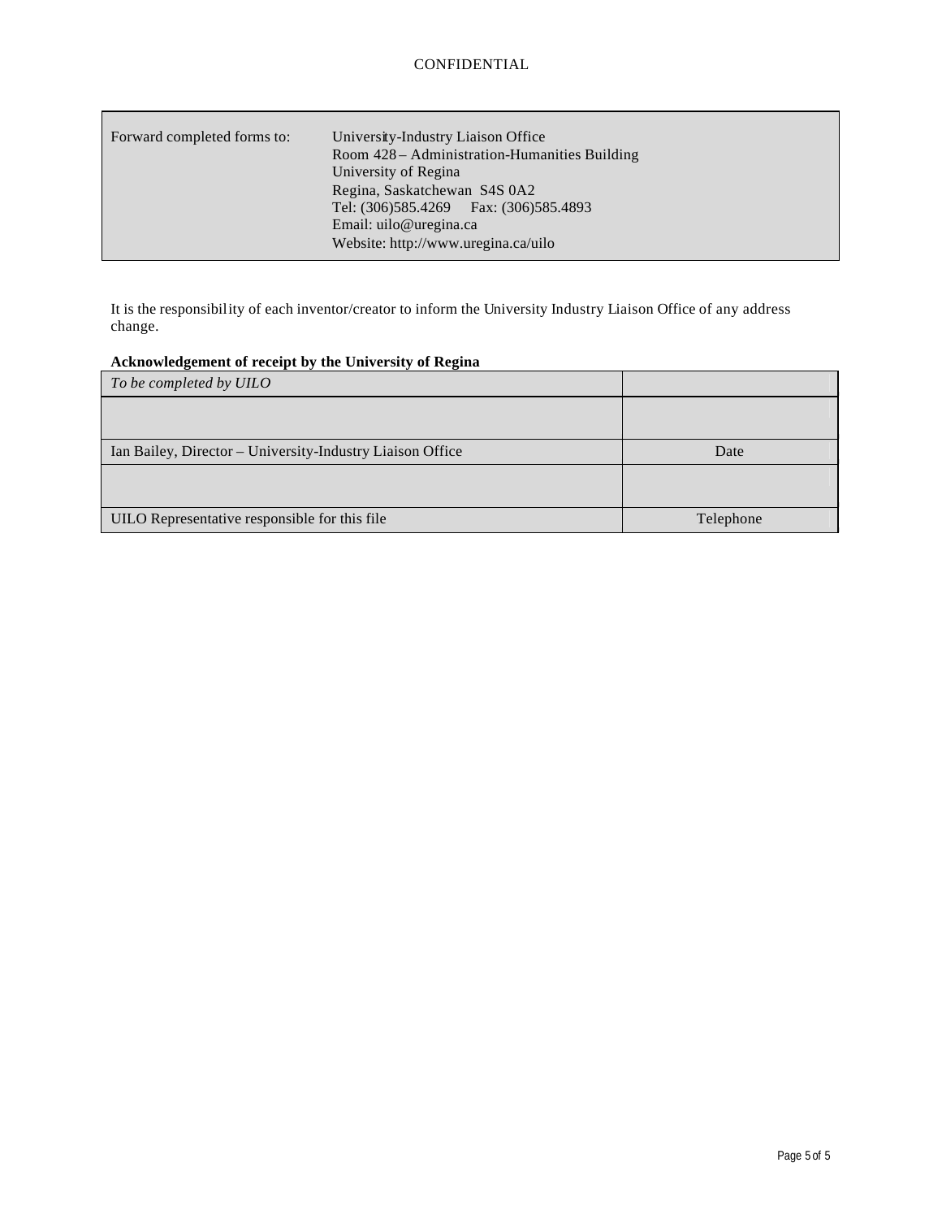CONFIDENTIAL

| | |
|---|---|
| Forward completed forms to: | University-Industry Liaison Office<br>Room 428 – Administration-Humanities Building<br>University of Regina<br>Regina, Saskatchewan S4S 0A2<br>Tel: (306)585.4269 Fax: (306)585.4893<br>Email: uilo@uregina.ca<br>Website: http://www.uregina.ca/uilo |

It is the responsibility of each inventor/creator to inform the University Industry Liaison Office of any address change.

**Acknowledgement of receipt by the University of Regina**

| *To be completed by UILO* | |
|---|---|
| | |
| Ian Bailey, Director – University-Industry Liaison Office | Date |
| | |
| UILO Representative responsible for this file | Telephone |